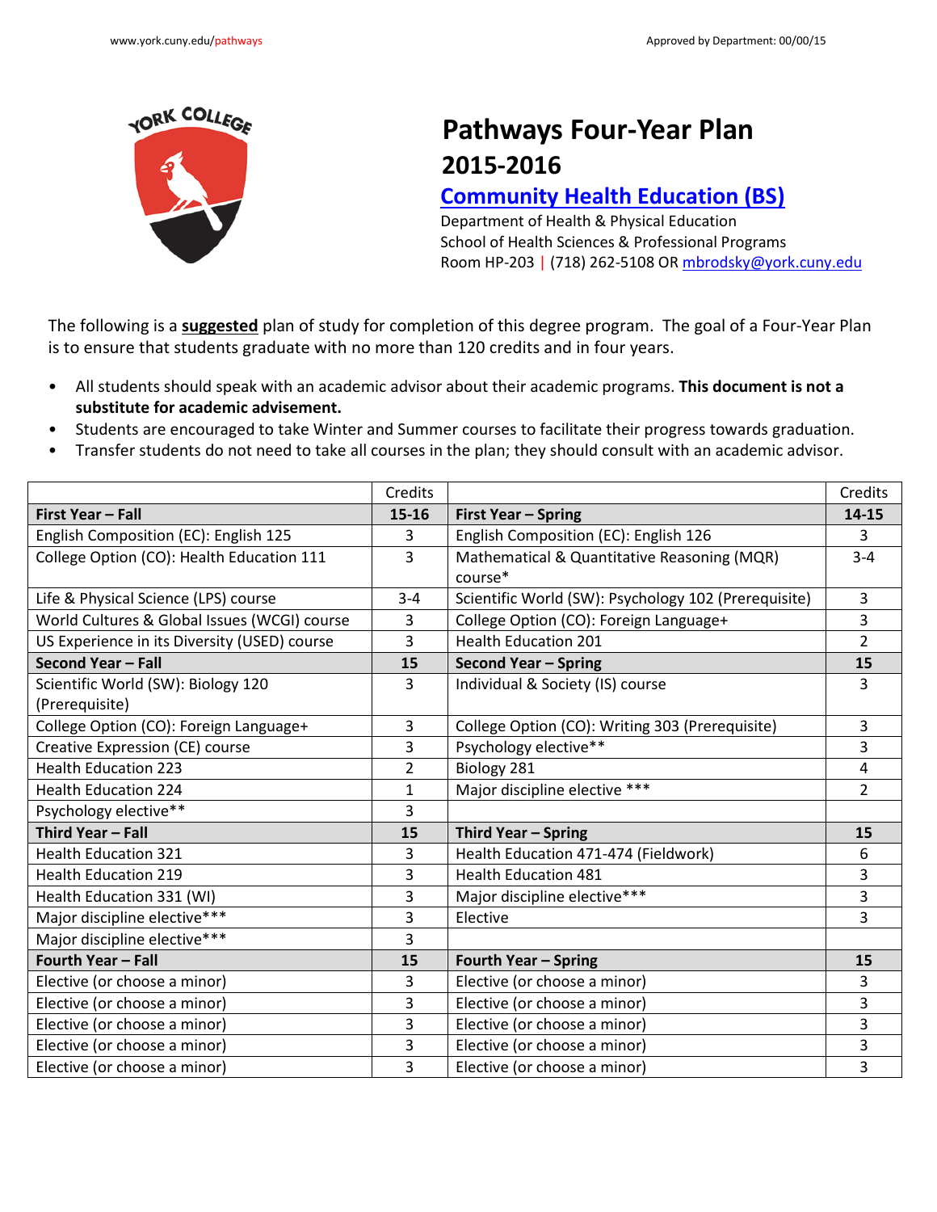# Pathways Four-Year Plan

## 2015-2016

## Community Health Education (BS)

Department of Health & Physical Education
School of Health Sciences & Professional Programs
Room HP-203 | (718) 262-5108 OR mbrodsky@york.cuny.edu

The following is a **suggested** plan of study for completion of this degree program. The goal of a Four-Year Plan is to ensure that students graduate with no more than 120 credits and in four years.

- All students should speak with an academic advisor about their academic programs. **This document is not a substitute for academic advisement.**
- Students are encouraged to take Winter and Summer courses to facilitate their progress towards graduation.
- Transfer students do not need to take all courses in the plan; they should consult with an academic advisor.

| | Credits | | Credits |
|---|---|---|---|
| **First Year – Fall** | **15-16** | **First Year – Spring** | **14-15** |
| English Composition (EC): English 125 | 3 | English Composition (EC): English 126 | 3 |
| College Option (CO): Health Education 111 | 3 | Mathematical & Quantitative Reasoning (MQR) course* | 3-4 |
| Life & Physical Science (LPS) course | 3-4 | Scientific World (SW): Psychology 102 (Prerequisite) | 3 |
| World Cultures & Global Issues (WCGI) course | 3 | College Option (CO): Foreign Language+ | 3 |
| US Experience in its Diversity (USED) course | 3 | Health Education 201 | 2 |
| **Second Year – Fall** | **15** | **Second Year – Spring** | **15** |
| Scientific World (SW): Biology 120 (Prerequisite) | 3 | Individual & Society (IS) course | 3 |
| College Option (CO): Foreign Language+ | 3 | College Option (CO): Writing 303 (Prerequisite) | 3 |
| Creative Expression (CE) course | 3 | Psychology elective** | 3 |
| Health Education 223 | 2 | Biology 281 | 4 |
| Health Education 224 | 1 | Major discipline elective *** | 2 |
| Psychology elective** | 3 | | |
| **Third Year – Fall** | **15** | **Third Year – Spring** | **15** |
| Health Education 321 | 3 | Health Education 471-474 (Fieldwork) | 6 |
| Health Education 219 | 3 | Health Education 481 | 3 |
| Health Education 331 (WI) | 3 | Major discipline elective*** | 3 |
| Major discipline elective*** | 3 | Elective | 3 |
| Major discipline elective*** | 3 | | |
| **Fourth Year – Fall** | **15** | **Fourth Year – Spring** | **15** |
| Elective (or choose a minor) | 3 | Elective (or choose a minor) | 3 |
| Elective (or choose a minor) | 3 | Elective (or choose a minor) | 3 |
| Elective (or choose a minor) | 3 | Elective (or choose a minor) | 3 |
| Elective (or choose a minor) | 3 | Elective (or choose a minor) | 3 |
| Elective (or choose a minor) | 3 | Elective (or choose a minor) | 3 |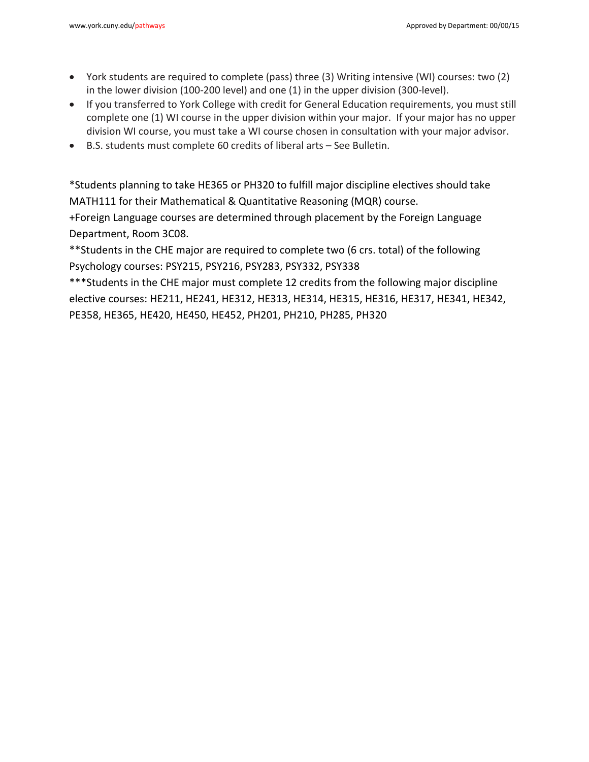- York students are required to complete (pass) three (3) Writing intensive (WI) courses: two (2) in the lower division (100-200 level) and one (1) in the upper division (300-level).
- If you transferred to York College with credit for General Education requirements, you must still complete one (1) WI course in the upper division within your major. If your major has no upper division WI course, you must take a WI course chosen in consultation with your major advisor.
- B.S. students must complete 60 credits of liberal arts – See Bulletin.

*Students planning to take HE365 or PH320 to fulfill major discipline electives should take MATH111 for their Mathematical & Quantitative Reasoning (MQR) course.

+Foreign Language courses are determined through placement by the Foreign Language Department, Room 3C08.

**Students in the CHE major are required to complete two (6 crs. total) of the following Psychology courses: PSY215, PSY216, PSY283, PSY332, PSY338

***Students in the CHE major must complete 12 credits from the following major discipline elective courses: HE211, HE241, HE312, HE313, HE314, HE315, HE316, HE317, HE341, HE342, PE358, HE365, HE420, HE450, HE452, PH201, PH210, PH285, PH320